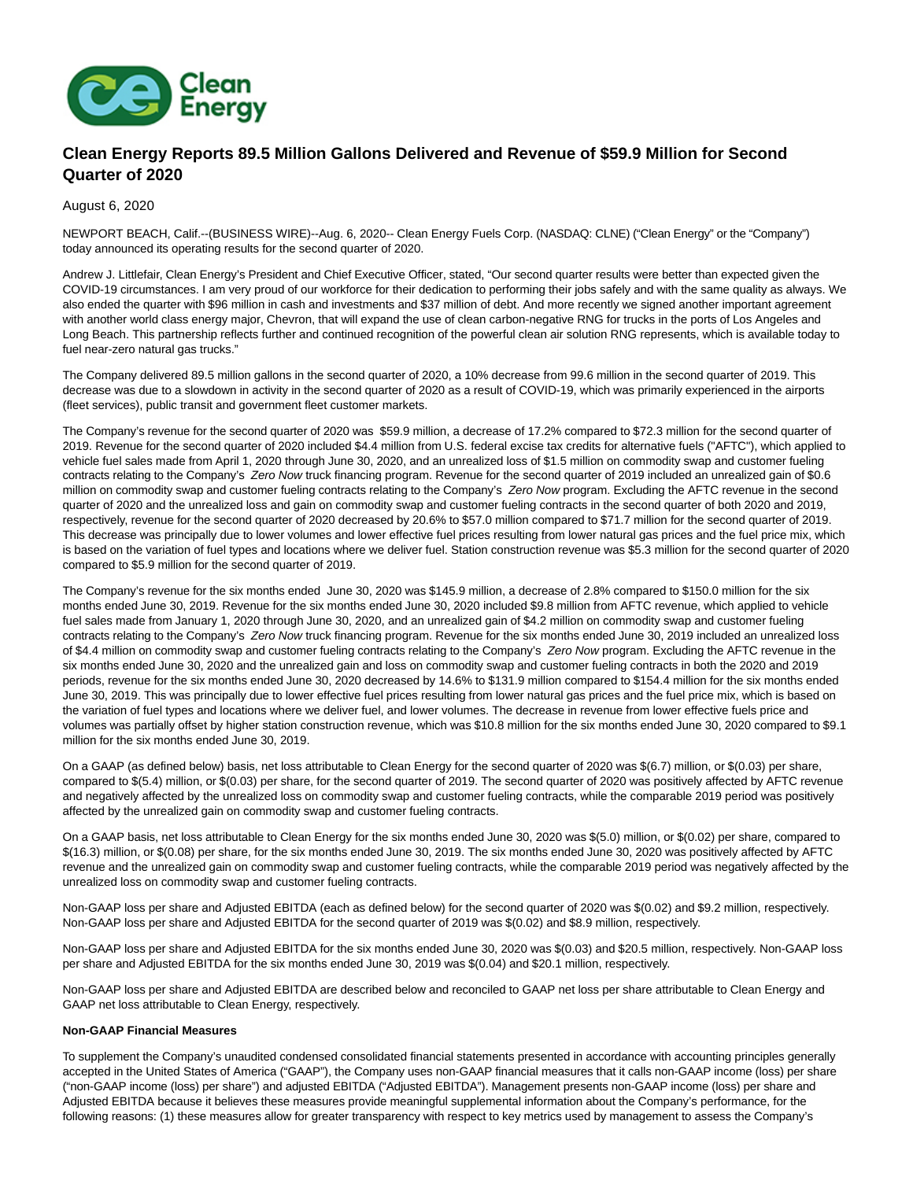# Clean Energy Reports 89.5 Million Gallons Delivered and Revenue of $59.9 Million for Second Quarter of 2020

August 6, 2020

NEWPORT BEACH, Calif.--(BUSINESS WIRE)--Aug. 6, 2020-- Clean Energy Fuels Corp. (NASDAQ: CLNE) ("Clean Energy" or the "Company") today announced its operating results for the second quarter of 2020.

Andrew J. Littlefair, Clean Energy's President and Chief Executive Officer, stated, "Our second quarter results were better than expected given the COVID-19 circumstances. I am very proud of our workforce for their dedication to performing their jobs safely and with the same quality as always. We also ended the quarter with $96 million in cash and investments and $37 million of debt. And more recently we signed another important agreement with another world class energy major, Chevron, that will expand the use of clean carbon-negative RNG for trucks in the ports of Los Angeles and Long Beach. This partnership reflects further and continued recognition of the powerful clean air solution RNG represents, which is available today to fuel near-zero natural gas trucks."

The Company delivered 89.5 million gallons in the second quarter of 2020, a 10% decrease from 99.6 million in the second quarter of 2019. This decrease was due to a slowdown in activity in the second quarter of 2020 as a result of COVID-19, which was primarily experienced in the airports (fleet services), public transit and government fleet customer markets.

The Company's revenue for the second quarter of 2020 was $59.9 million, a decrease of 17.2% compared to $72.3 million for the second quarter of 2019. Revenue for the second quarter of 2020 included $4.4 million from U.S. federal excise tax credits for alternative fuels ("AFTC"), which applied to vehicle fuel sales made from April 1, 2020 through June 30, 2020, and an unrealized loss of $1.5 million on commodity swap and customer fueling contracts relating to the Company's *Zero Now* truck financing program. Revenue for the second quarter of 2019 included an unrealized gain of $0.6 million on commodity swap and customer fueling contracts relating to the Company's *Zero Now* program. Excluding the AFTC revenue in the second quarter of 2020 and the unrealized loss and gain on commodity swap and customer fueling contracts in the second quarter of both 2020 and 2019, respectively, revenue for the second quarter of 2020 decreased by 20.6% to $57.0 million compared to $71.7 million for the second quarter of 2019. This decrease was principally due to lower volumes and lower effective fuel prices resulting from lower natural gas prices and the fuel price mix, which is based on the variation of fuel types and locations where we deliver fuel. Station construction revenue was $5.3 million for the second quarter of 2020 compared to $5.9 million for the second quarter of 2019.

The Company's revenue for the six months ended June 30, 2020 was $145.9 million, a decrease of 2.8% compared to $150.0 million for the six months ended June 30, 2019. Revenue for the six months ended June 30, 2020 included $9.8 million from AFTC revenue, which applied to vehicle fuel sales made from January 1, 2020 through June 30, 2020, and an unrealized gain of $4.2 million on commodity swap and customer fueling contracts relating to the Company's *Zero Now* truck financing program. Revenue for the six months ended June 30, 2019 included an unrealized loss of $4.4 million on commodity swap and customer fueling contracts relating to the Company's *Zero Now* program. Excluding the AFTC revenue in the six months ended June 30, 2020 and the unrealized gain and loss on commodity swap and customer fueling contracts in both the 2020 and 2019 periods, revenue for the six months ended June 30, 2020 decreased by 14.6% to $131.9 million compared to $154.4 million for the six months ended June 30, 2019. This was principally due to lower effective fuel prices resulting from lower natural gas prices and the fuel price mix, which is based on the variation of fuel types and locations where we deliver fuel, and lower volumes. The decrease in revenue from lower effective fuels price and volumes was partially offset by higher station construction revenue, which was $10.8 million for the six months ended June 30, 2020 compared to $9.1 million for the six months ended June 30, 2019.

On a GAAP (as defined below) basis, net loss attributable to Clean Energy for the second quarter of 2020 was $(6.7) million, or $(0.03) per share, compared to $(5.4) million, or $(0.03) per share, for the second quarter of 2019. The second quarter of 2020 was positively affected by AFTC revenue and negatively affected by the unrealized loss on commodity swap and customer fueling contracts, while the comparable 2019 period was positively affected by the unrealized gain on commodity swap and customer fueling contracts.

On a GAAP basis, net loss attributable to Clean Energy for the six months ended June 30, 2020 was $(5.0) million, or $(0.02) per share, compared to $(16.3) million, or $(0.08) per share, for the six months ended June 30, 2019. The six months ended June 30, 2020 was positively affected by AFTC revenue and the unrealized gain on commodity swap and customer fueling contracts, while the comparable 2019 period was negatively affected by the unrealized loss on commodity swap and customer fueling contracts.

Non-GAAP loss per share and Adjusted EBITDA (each as defined below) for the second quarter of 2020 was $(0.02) and $9.2 million, respectively. Non-GAAP loss per share and Adjusted EBITDA for the second quarter of 2019 was $(0.02) and $8.9 million, respectively.

Non-GAAP loss per share and Adjusted EBITDA for the six months ended June 30, 2020 was $(0.03) and $20.5 million, respectively. Non-GAAP loss per share and Adjusted EBITDA for the six months ended June 30, 2019 was $(0.04) and $20.1 million, respectively.

Non-GAAP loss per share and Adjusted EBITDA are described below and reconciled to GAAP net loss per share attributable to Clean Energy and GAAP net loss attributable to Clean Energy, respectively.

**Non-GAAP Financial Measures**

To supplement the Company's unaudited condensed consolidated financial statements presented in accordance with accounting principles generally accepted in the United States of America ("GAAP"), the Company uses non-GAAP financial measures that it calls non-GAAP income (loss) per share ("non-GAAP income (loss) per share") and adjusted EBITDA ("Adjusted EBITDA"). Management presents non-GAAP income (loss) per share and Adjusted EBITDA because it believes these measures provide meaningful supplemental information about the Company's performance, for the following reasons: (1) these measures allow for greater transparency with respect to key metrics used by management to assess the Company's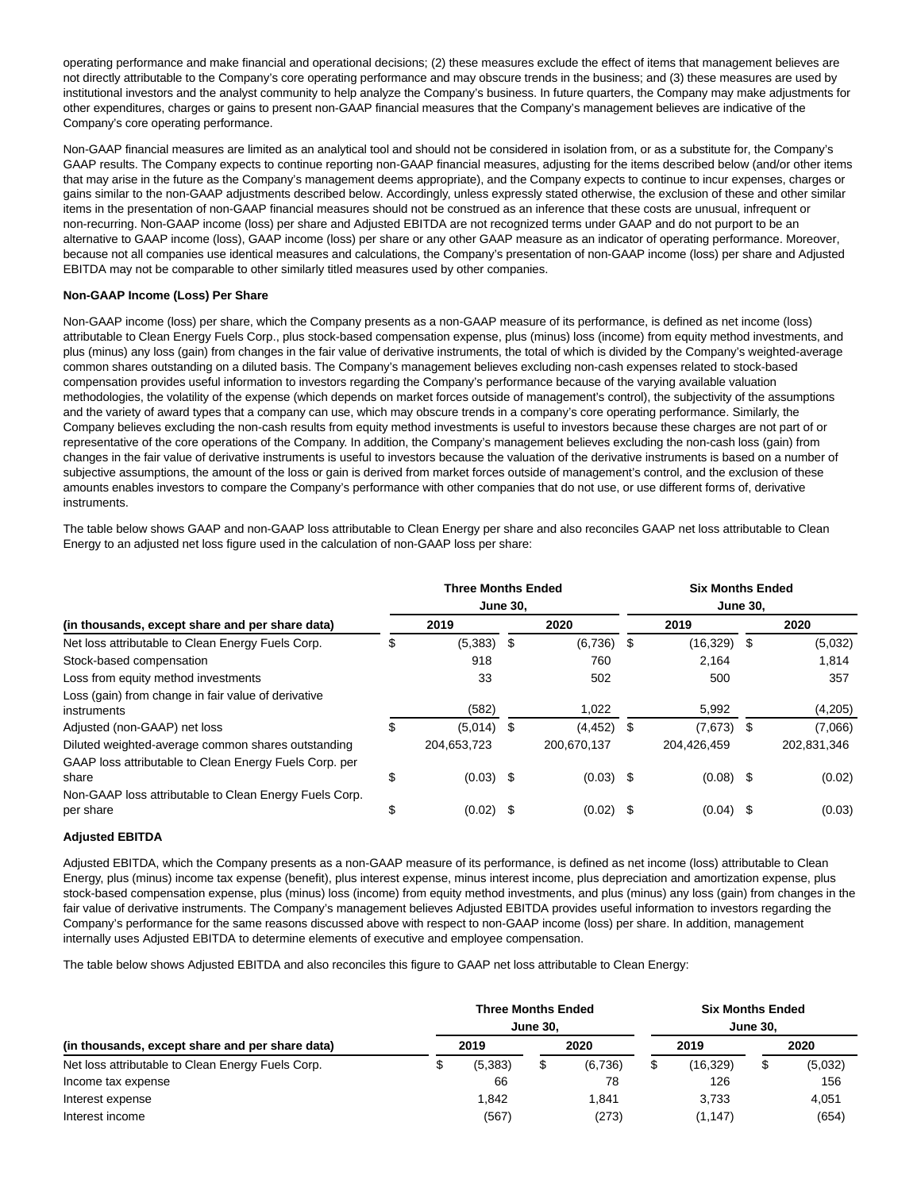operating performance and make financial and operational decisions; (2) these measures exclude the effect of items that management believes are not directly attributable to the Company's core operating performance and may obscure trends in the business; and (3) these measures are used by institutional investors and the analyst community to help analyze the Company's business. In future quarters, the Company may make adjustments for other expenditures, charges or gains to present non-GAAP financial measures that the Company's management believes are indicative of the Company's core operating performance.

Non-GAAP financial measures are limited as an analytical tool and should not be considered in isolation from, or as a substitute for, the Company's GAAP results. The Company expects to continue reporting non-GAAP financial measures, adjusting for the items described below (and/or other items that may arise in the future as the Company's management deems appropriate), and the Company expects to continue to incur expenses, charges or gains similar to the non-GAAP adjustments described below. Accordingly, unless expressly stated otherwise, the exclusion of these and other similar items in the presentation of non-GAAP financial measures should not be construed as an inference that these costs are unusual, infrequent or non-recurring. Non-GAAP income (loss) per share and Adjusted EBITDA are not recognized terms under GAAP and do not purport to be an alternative to GAAP income (loss), GAAP income (loss) per share or any other GAAP measure as an indicator of operating performance. Moreover, because not all companies use identical measures and calculations, the Company's presentation of non-GAAP income (loss) per share and Adjusted EBITDA may not be comparable to other similarly titled measures used by other companies.

**Non-GAAP Income (Loss) Per Share**

Non-GAAP income (loss) per share, which the Company presents as a non-GAAP measure of its performance, is defined as net income (loss) attributable to Clean Energy Fuels Corp., plus stock-based compensation expense, plus (minus) loss (income) from equity method investments, and plus (minus) any loss (gain) from changes in the fair value of derivative instruments, the total of which is divided by the Company's weighted-average common shares outstanding on a diluted basis. The Company's management believes excluding non-cash expenses related to stock-based compensation provides useful information to investors regarding the Company's performance because of the varying available valuation methodologies, the volatility of the expense (which depends on market forces outside of management's control), the subjectivity of the assumptions and the variety of award types that a company can use, which may obscure trends in a company's core operating performance. Similarly, the Company believes excluding the non-cash results from equity method investments is useful to investors because these charges are not part of or representative of the core operations of the Company. In addition, the Company's management believes excluding the non-cash loss (gain) from changes in the fair value of derivative instruments is useful to investors because the valuation of the derivative instruments is based on a number of subjective assumptions, the amount of the loss or gain is derived from market forces outside of management's control, and the exclusion of these amounts enables investors to compare the Company's performance with other companies that do not use, or use different forms of, derivative instruments.

The table below shows GAAP and non-GAAP loss attributable to Clean Energy per share and also reconciles GAAP net loss attributable to Clean Energy to an adjusted net loss figure used in the calculation of non-GAAP loss per share:

| (in thousands, except share and per share data) | Three Months Ended June 30, | | Six Months Ended June 30, | |
|---|---|---|---|---|
| | 2019 | 2020 | 2019 | 2020 |
| Net loss attributable to Clean Energy Fuels Corp. | $ (5,383) | $ (6,736) | $ (16,329) | $ (5,032) |
| Stock-based compensation | 918 | 760 | 2,164 | 1,814 |
| Loss from equity method investments | 33 | 502 | 500 | 357 |
| Loss (gain) from change in fair value of derivative instruments | (582) | 1,022 | 5,992 | (4,205) |
| Adjusted (non-GAAP) net loss | $ (5,014) | $ (4,452) | $ (7,673) | $ (7,066) |
| Diluted weighted-average common shares outstanding | 204,653,723 | 200,670,137 | 204,426,459 | 202,831,346 |
| GAAP loss attributable to Clean Energy Fuels Corp. per share | $ (0.03) | $ (0.03) | $ (0.08) | $ (0.02) |
| Non-GAAP loss attributable to Clean Energy Fuels Corp. per share | $ (0.02) | $ (0.02) | $ (0.04) | $ (0.03) |

**Adjusted EBITDA**

Adjusted EBITDA, which the Company presents as a non-GAAP measure of its performance, is defined as net income (loss) attributable to Clean Energy, plus (minus) income tax expense (benefit), plus interest expense, minus interest income, plus depreciation and amortization expense, plus stock-based compensation expense, plus (minus) loss (income) from equity method investments, and plus (minus) any loss (gain) from changes in the fair value of derivative instruments. The Company's management believes Adjusted EBITDA provides useful information to investors regarding the Company's performance for the same reasons discussed above with respect to non-GAAP income (loss) per share. In addition, management internally uses Adjusted EBITDA to determine elements of executive and employee compensation.

The table below shows Adjusted EBITDA and also reconciles this figure to GAAP net loss attributable to Clean Energy:

| (in thousands, except share and per share data) | Three Months Ended June 30, | | Six Months Ended June 30, | |
|---|---|---|---|---|
| | 2019 | 2020 | 2019 | 2020 |
| Net loss attributable to Clean Energy Fuels Corp. | $ (5,383) | $ (6,736) | $ (16,329) | $ (5,032) |
| Income tax expense | 66 | 78 | 126 | 156 |
| Interest expense | 1,842 | 1,841 | 3,733 | 4,051 |
| Interest income | (567) | (273) | (1,147) | (654) |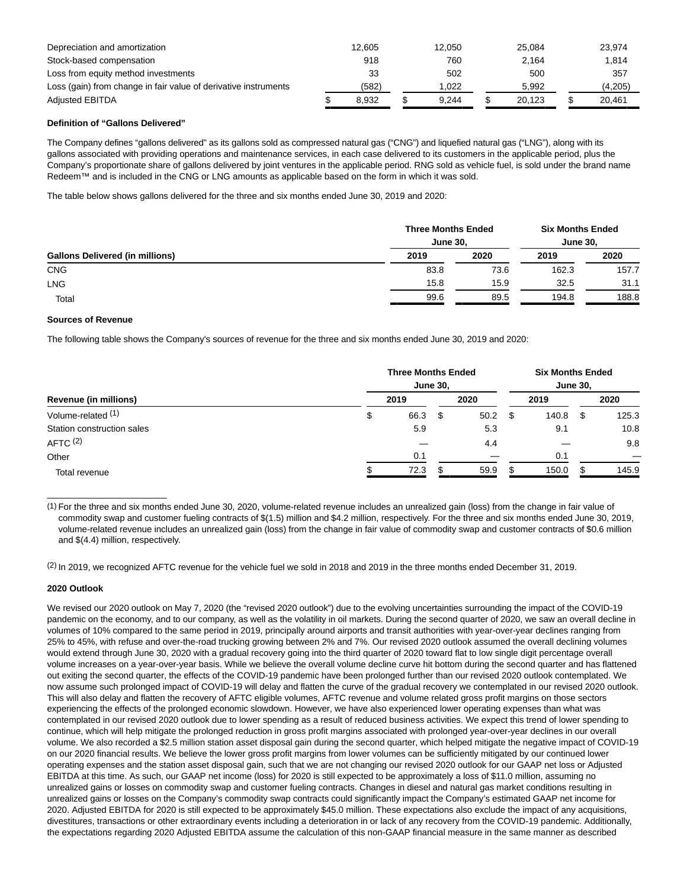| | | | | |
|---|---|---|---|---|
| Depreciation and amortization | 12,605 | 12,050 | 25,084 | 23,974 |
| Stock-based compensation | 918 | 760 | 2,164 | 1,814 |
| Loss from equity method investments | 33 | 502 | 500 | 357 |
| Loss (gain) from change in fair value of derivative instruments | (582) | 1,022 | 5,992 | (4,205) |
| Adjusted EBITDA | $ 8,932 | $ 9,244 | $ 20,123 | $ 20,461 |

**Definition of "Gallons Delivered"**

The Company defines "gallons delivered" as its gallons sold as compressed natural gas ("CNG") and liquefied natural gas ("LNG"), along with its gallons associated with providing operations and maintenance services, in each case delivered to its customers in the applicable period, plus the Company's proportionate share of gallons delivered by joint ventures in the applicable period. RNG sold as vehicle fuel, is sold under the brand name Redeem™ and is included in the CNG or LNG amounts as applicable based on the form in which it was sold.

The table below shows gallons delivered for the three and six months ended June 30, 2019 and 2020:

| | Three Months Ended June 30, | | Six Months Ended June 30, | |
|---|---|---|---|---|
| **Gallons Delivered (in millions)** | **2019** | **2020** | **2019** | **2020** |
| CNG | 83.8 | 73.6 | 162.3 | 157.7 |
| LNG | 15.8 | 15.9 | 32.5 | 31.1 |
| Total | 99.6 | 89.5 | 194.8 | 188.8 |

**Sources of Revenue**

The following table shows the Company's sources of revenue for the three and six months ended June 30, 2019 and 2020:

| | Three Months Ended June 30, | | Six Months Ended June 30, | |
|---|---|---|---|---|
| **Revenue (in millions)** | **2019** | **2020** | **2019** | **2020** |
| Volume-related (1) | $ 66.3 | $ 50.2 | $ 140.8 | $ 125.3 |
| Station construction sales | 5.9 | 5.3 | 9.1 | 10.8 |
| AFTC (2) | — | 4.4 | — | 9.8 |
| Other | 0.1 | — | 0.1 | — |
| Total revenue | $ 72.3 | $ 59.9 | $ 150.0 | $ 145.9 |

(1) For the three and six months ended June 30, 2020, volume-related revenue includes an unrealized gain (loss) from the change in fair value of commodity swap and customer fueling contracts of $(1.5) million and $4.2 million, respectively. For the three and six months ended June 30, 2019, volume-related revenue includes an unrealized gain (loss) from the change in fair value of commodity swap and customer contracts of $0.6 million and $(4.4) million, respectively.

(2) In 2019, we recognized AFTC revenue for the vehicle fuel we sold in 2018 and 2019 in the three months ended December 31, 2019.

**2020 Outlook**

We revised our 2020 outlook on May 7, 2020 (the "revised 2020 outlook") due to the evolving uncertainties surrounding the impact of the COVID-19 pandemic on the economy, and to our company, as well as the volatility in oil markets. During the second quarter of 2020, we saw an overall decline in volumes of 10% compared to the same period in 2019, principally around airports and transit authorities with year-over-year declines ranging from 25% to 45%, with refuse and over-the-road trucking growing between 2% and 7%. Our revised 2020 outlook assumed the overall declining volumes would extend through June 30, 2020 with a gradual recovery going into the third quarter of 2020 toward flat to low single digit percentage overall volume increases on a year-over-year basis. While we believe the overall volume decline curve hit bottom during the second quarter and has flattened out exiting the second quarter, the effects of the COVID-19 pandemic have been prolonged further than our revised 2020 outlook contemplated. We now assume such prolonged impact of COVID-19 will delay and flatten the curve of the gradual recovery we contemplated in our revised 2020 outlook. This will also delay and flatten the recovery of AFTC eligible volumes, AFTC revenue and volume related gross profit margins on those sectors experiencing the effects of the prolonged economic slowdown. However, we have also experienced lower operating expenses than what was contemplated in our revised 2020 outlook due to lower spending as a result of reduced business activities. We expect this trend of lower spending to continue, which will help mitigate the prolonged reduction in gross profit margins associated with prolonged year-over-year declines in our overall volume. We also recorded a $2.5 million station asset disposal gain during the second quarter, which helped mitigate the negative impact of COVID-19 on our 2020 financial results. We believe the lower gross profit margins from lower volumes can be sufficiently mitigated by our continued lower operating expenses and the station asset disposal gain, such that we are not changing our revised 2020 outlook for our GAAP net loss or Adjusted EBITDA at this time. As such, our GAAP net income (loss) for 2020 is still expected to be approximately a loss of $11.0 million, assuming no unrealized gains or losses on commodity swap and customer fueling contracts. Changes in diesel and natural gas market conditions resulting in unrealized gains or losses on the Company's commodity swap contracts could significantly impact the Company's estimated GAAP net income for 2020. Adjusted EBITDA for 2020 is still expected to be approximately $45.0 million. These expectations also exclude the impact of any acquisitions, divestitures, transactions or other extraordinary events including a deterioration in or lack of any recovery from the COVID-19 pandemic. Additionally, the expectations regarding 2020 Adjusted EBITDA assume the calculation of this non-GAAP financial measure in the same manner as described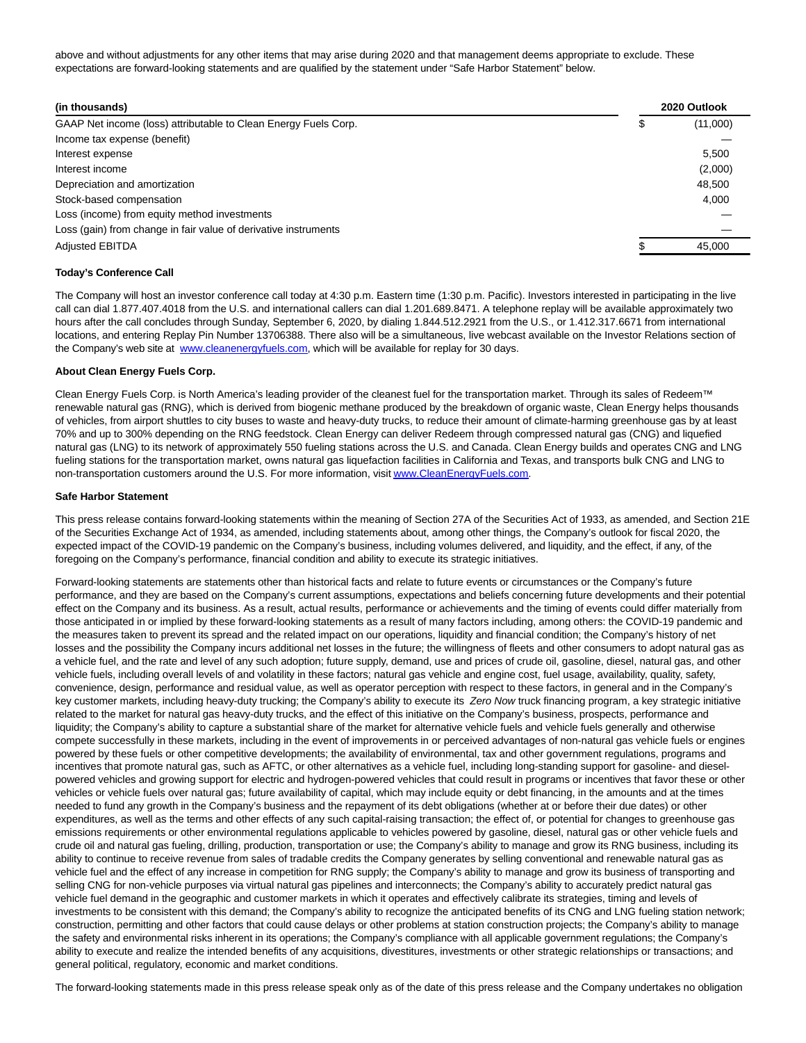above and without adjustments for any other items that may arise during 2020 and that management deems appropriate to exclude. These expectations are forward-looking statements and are qualified by the statement under "Safe Harbor Statement" below.

| (in thousands) | 2020 Outlook |
|---|---|
| GAAP Net income (loss) attributable to Clean Energy Fuels Corp. | $ (11,000) |
| Income tax expense (benefit) | — |
| Interest expense | 5,500 |
| Interest income | (2,000) |
| Depreciation and amortization | 48,500 |
| Stock-based compensation | 4,000 |
| Loss (income) from equity method investments | — |
| Loss (gain) from change in fair value of derivative instruments | — |
| Adjusted EBITDA | $ 45,000 |

**Today's Conference Call**

The Company will host an investor conference call today at 4:30 p.m. Eastern time (1:30 p.m. Pacific). Investors interested in participating in the live call can dial 1.877.407.4018 from the U.S. and international callers can dial 1.201.689.8471. A telephone replay will be available approximately two hours after the call concludes through Sunday, September 6, 2020, by dialing 1.844.512.2921 from the U.S., or 1.412.317.6671 from international locations, and entering Replay Pin Number 13706388. There also will be a simultaneous, live webcast available on the Investor Relations section of the Company's web site at [www.cleanenergyfuels.com](www.cleanenergyfuels.com), which will be available for replay for 30 days.

**About Clean Energy Fuels Corp.**

Clean Energy Fuels Corp. is North America's leading provider of the cleanest fuel for the transportation market. Through its sales of Redeem™ renewable natural gas (RNG), which is derived from biogenic methane produced by the breakdown of organic waste, Clean Energy helps thousands of vehicles, from airport shuttles to city buses to waste and heavy-duty trucks, to reduce their amount of climate-harming greenhouse gas by at least 70% and up to 300% depending on the RNG feedstock. Clean Energy can deliver Redeem through compressed natural gas (CNG) and liquefied natural gas (LNG) to its network of approximately 550 fueling stations across the U.S. and Canada. Clean Energy builds and operates CNG and LNG fueling stations for the transportation market, owns natural gas liquefaction facilities in California and Texas, and transports bulk CNG and LNG to non-transportation customers around the U.S. For more information, visit [www.CleanEnergyFuels.com](www.CleanEnergyFuels.com).

**Safe Harbor Statement**

This press release contains forward-looking statements within the meaning of Section 27A of the Securities Act of 1933, as amended, and Section 21E of the Securities Exchange Act of 1934, as amended, including statements about, among other things, the Company's outlook for fiscal 2020, the expected impact of the COVID-19 pandemic on the Company's business, including volumes delivered, and liquidity, and the effect, if any, of the foregoing on the Company's performance, financial condition and ability to execute its strategic initiatives.

Forward-looking statements are statements other than historical facts and relate to future events or circumstances or the Company's future performance, and they are based on the Company's current assumptions, expectations and beliefs concerning future developments and their potential effect on the Company and its business. As a result, actual results, performance or achievements and the timing of events could differ materially from those anticipated in or implied by these forward-looking statements as a result of many factors including, among others: the COVID-19 pandemic and the measures taken to prevent its spread and the related impact on our operations, liquidity and financial condition; the Company's history of net losses and the possibility the Company incurs additional net losses in the future; the willingness of fleets and other consumers to adopt natural gas as a vehicle fuel, and the rate and level of any such adoption; future supply, demand, use and prices of crude oil, gasoline, diesel, natural gas, and other vehicle fuels, including overall levels of and volatility in these factors; natural gas vehicle and engine cost, fuel usage, availability, quality, safety, convenience, design, performance and residual value, as well as operator perception with respect to these factors, in general and in the Company's key customer markets, including heavy-duty trucking; the Company's ability to execute its *Zero Now* truck financing program, a key strategic initiative related to the market for natural gas heavy-duty trucks, and the effect of this initiative on the Company's business, prospects, performance and liquidity; the Company's ability to capture a substantial share of the market for alternative vehicle fuels and vehicle fuels generally and otherwise compete successfully in these markets, including in the event of improvements in or perceived advantages of non-natural gas vehicle fuels or engines powered by these fuels or other competitive developments; the availability of environmental, tax and other government regulations, programs and incentives that promote natural gas, such as AFTC, or other alternatives as a vehicle fuel, including long-standing support for gasoline- and diesel-powered vehicles and growing support for electric and hydrogen-powered vehicles that could result in programs or incentives that favor these or other vehicles or vehicle fuels over natural gas; future availability of capital, which may include equity or debt financing, in the amounts and at the times needed to fund any growth in the Company's business and the repayment of its debt obligations (whether at or before their due dates) or other expenditures, as well as the terms and other effects of any such capital-raising transaction; the effect of, or potential for changes to greenhouse gas emissions requirements or other environmental regulations applicable to vehicles powered by gasoline, diesel, natural gas or other vehicle fuels and crude oil and natural gas fueling, drilling, production, transportation or use; the Company's ability to manage and grow its RNG business, including its ability to continue to receive revenue from sales of tradable credits the Company generates by selling conventional and renewable natural gas as vehicle fuel and the effect of any increase in competition for RNG supply; the Company's ability to manage and grow its business of transporting and selling CNG for non-vehicle purposes via virtual natural gas pipelines and interconnects; the Company's ability to accurately predict natural gas vehicle fuel demand in the geographic and customer markets in which it operates and effectively calibrate its strategies, timing and levels of investments to be consistent with this demand; the Company's ability to recognize the anticipated benefits of its CNG and LNG fueling station network; construction, permitting and other factors that could cause delays or other problems at station construction projects; the Company's ability to manage the safety and environmental risks inherent in its operations; the Company's compliance with all applicable government regulations; the Company's ability to execute and realize the intended benefits of any acquisitions, divestitures, investments or other strategic relationships or transactions; and general political, regulatory, economic and market conditions.

The forward-looking statements made in this press release speak only as of the date of this press release and the Company undertakes no obligation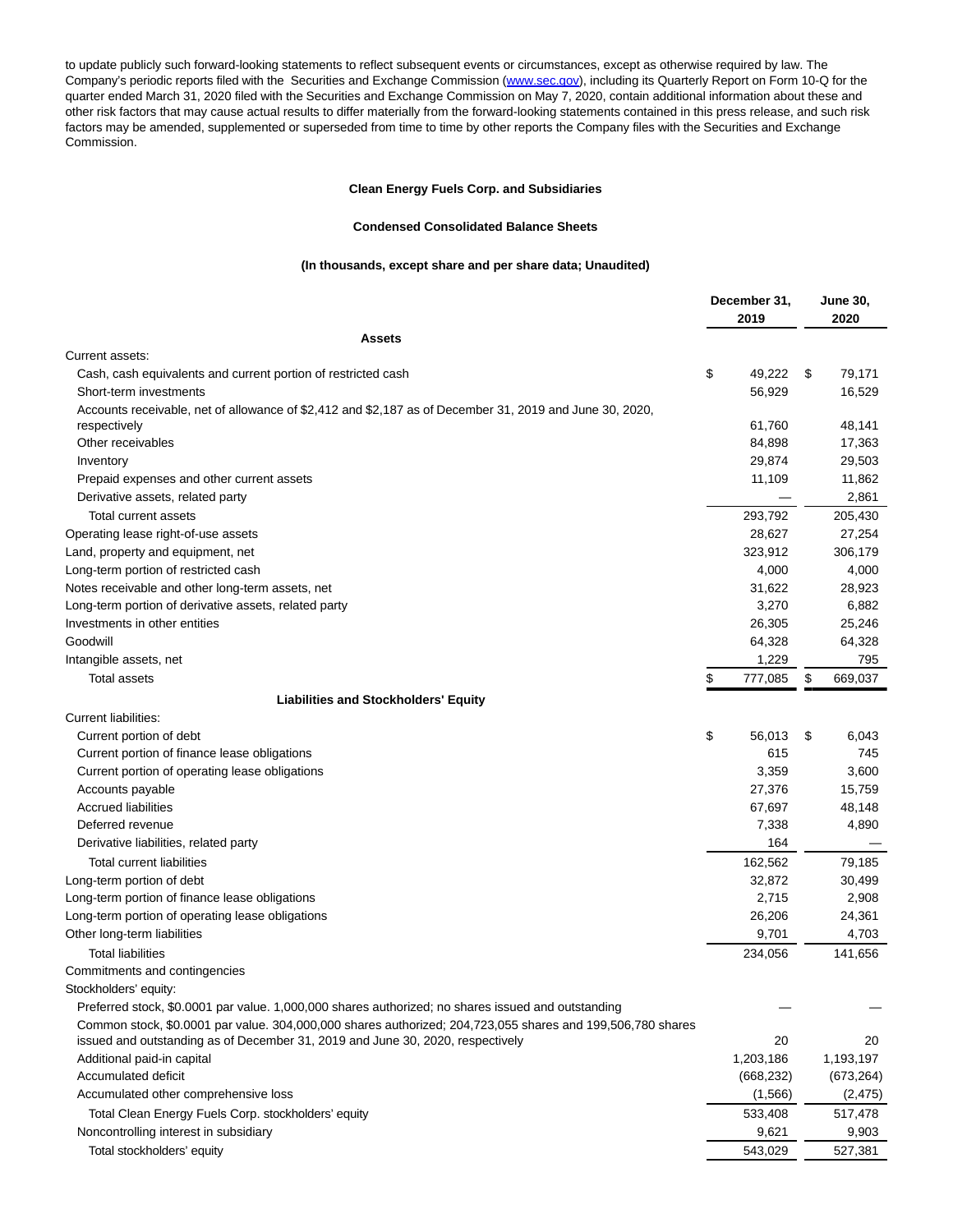to update publicly such forward-looking statements to reflect subsequent events or circumstances, except as otherwise required by law. The Company's periodic reports filed with the Securities and Exchange Commission (www.sec.gov), including its Quarterly Report on Form 10-Q for the quarter ended March 31, 2020 filed with the Securities and Exchange Commission on May 7, 2020, contain additional information about these and other risk factors that may cause actual results to differ materially from the forward-looking statements contained in this press release, and such risk factors may be amended, supplemented or superseded from time to time by other reports the Company files with the Securities and Exchange Commission.

**Clean Energy Fuels Corp. and Subsidiaries**

**Condensed Consolidated Balance Sheets**

**(In thousands, except share and per share data; Unaudited)**

| | December 31, 2019 | June 30, 2020 |
|---|---|---|
| **Assets** | | |
| Current assets: | | |
| Cash, cash equivalents and current portion of restricted cash | $ 49,222 | $ 79,171 |
| Short-term investments | 56,929 | 16,529 |
| Accounts receivable, net of allowance of $2,412 and $2,187 as of December 31, 2019 and June 30, 2020, respectively | 61,760 | 48,141 |
| Other receivables | 84,898 | 17,363 |
| Inventory | 29,874 | 29,503 |
| Prepaid expenses and other current assets | 11,109 | 11,862 |
| Derivative assets, related party | — | 2,861 |
| Total current assets | 293,792 | 205,430 |
| Operating lease right-of-use assets | 28,627 | 27,254 |
| Land, property and equipment, net | 323,912 | 306,179 |
| Long-term portion of restricted cash | 4,000 | 4,000 |
| Notes receivable and other long-term assets, net | 31,622 | 28,923 |
| Long-term portion of derivative assets, related party | 3,270 | 6,882 |
| Investments in other entities | 26,305 | 25,246 |
| Goodwill | 64,328 | 64,328 |
| Intangible assets, net | 1,229 | 795 |
| Total assets | $ 777,085 | $ 669,037 |
| **Liabilities and Stockholders' Equity** | | |
| Current liabilities: | | |
| Current portion of debt | $ 56,013 | $ 6,043 |
| Current portion of finance lease obligations | 615 | 745 |
| Current portion of operating lease obligations | 3,359 | 3,600 |
| Accounts payable | 27,376 | 15,759 |
| Accrued liabilities | 67,697 | 48,148 |
| Deferred revenue | 7,338 | 4,890 |
| Derivative liabilities, related party | 164 | — |
| Total current liabilities | 162,562 | 79,185 |
| Long-term portion of debt | 32,872 | 30,499 |
| Long-term portion of finance lease obligations | 2,715 | 2,908 |
| Long-term portion of operating lease obligations | 26,206 | 24,361 |
| Other long-term liabilities | 9,701 | 4,703 |
| Total liabilities | 234,056 | 141,656 |
| Commitments and contingencies | | |
| Stockholders' equity: | | |
| Preferred stock, $0.0001 par value. 1,000,000 shares authorized; no shares issued and outstanding | — | — |
| Common stock, $0.0001 par value. 304,000,000 shares authorized; 204,723,055 shares and 199,506,780 shares issued and outstanding as of December 31, 2019 and June 30, 2020, respectively | 20 | 20 |
| Additional paid-in capital | 1,203,186 | 1,193,197 |
| Accumulated deficit | (668,232) | (673,264) |
| Accumulated other comprehensive loss | (1,566) | (2,475) |
| Total Clean Energy Fuels Corp. stockholders' equity | 533,408 | 517,478 |
| Noncontrolling interest in subsidiary | 9,621 | 9,903 |
| Total stockholders' equity | 543,029 | 527,381 |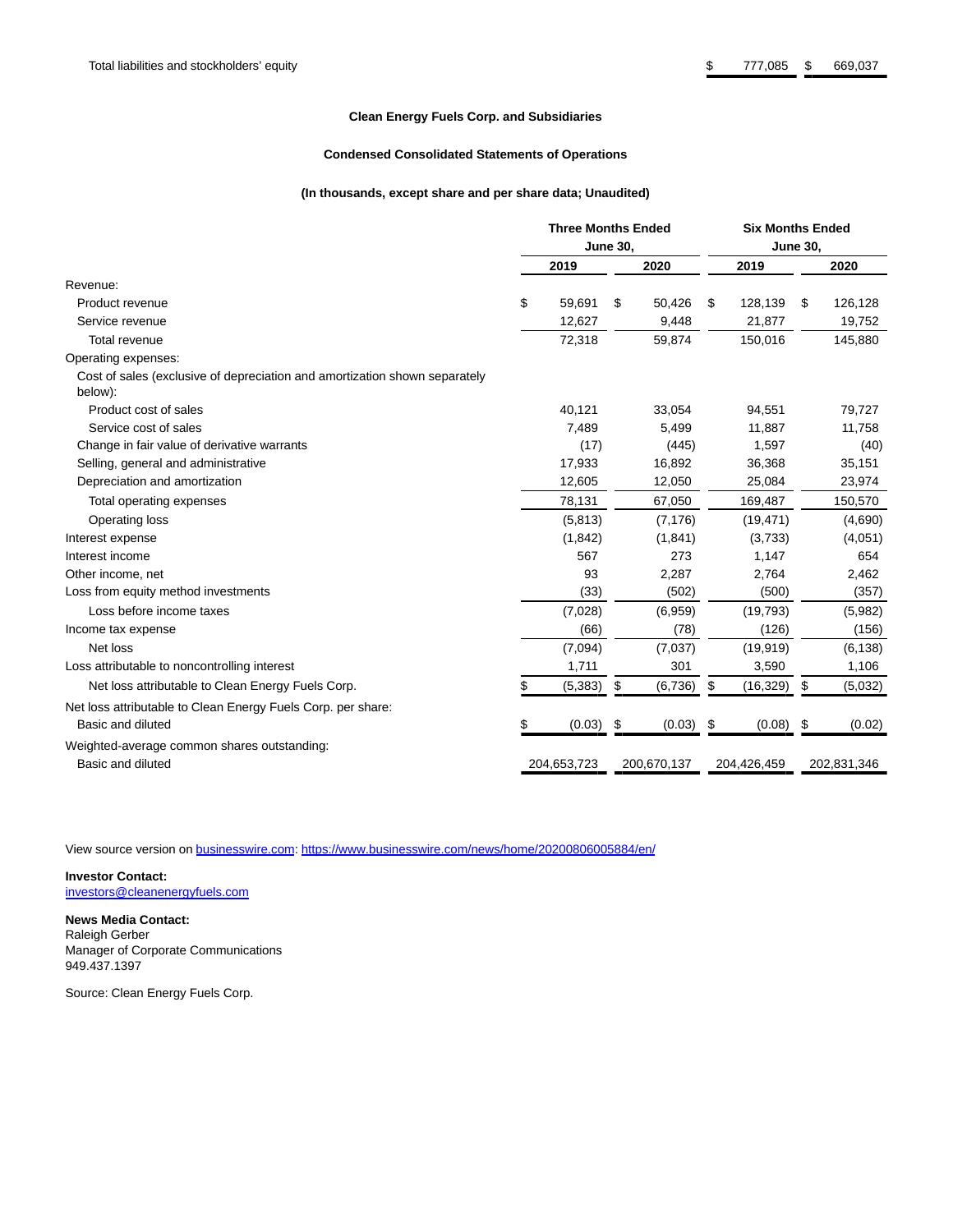| | | |
|---|---|---|
| Total liabilities and stockholders' equity | $ 777,085 | $ 669,037 |

**Clean Energy Fuels Corp. and Subsidiaries**

**Condensed Consolidated Statements of Operations**

**(In thousands, except share and per share data; Unaudited)**

| | Three Months Ended June 30, | | Six Months Ended June 30, | |
|---|---|---|---|---|
| | 2019 | 2020 | 2019 | 2020 |
| Revenue: | | | | |
| Product revenue | $ 59,691 | $ 50,426 | $ 128,139 | $ 126,128 |
| Service revenue | 12,627 | 9,448 | 21,877 | 19,752 |
| Total revenue | 72,318 | 59,874 | 150,016 | 145,880 |
| Operating expenses: | | | | |
| Cost of sales (exclusive of depreciation and amortization shown separately below): | | | | |
| Product cost of sales | 40,121 | 33,054 | 94,551 | 79,727 |
| Service cost of sales | 7,489 | 5,499 | 11,887 | 11,758 |
| Change in fair value of derivative warrants | (17) | (445) | 1,597 | (40) |
| Selling, general and administrative | 17,933 | 16,892 | 36,368 | 35,151 |
| Depreciation and amortization | 12,605 | 12,050 | 25,084 | 23,974 |
| Total operating expenses | 78,131 | 67,050 | 169,487 | 150,570 |
| Operating loss | (5,813) | (7,176) | (19,471) | (4,690) |
| Interest expense | (1,842) | (1,841) | (3,733) | (4,051) |
| Interest income | 567 | 273 | 1,147 | 654 |
| Other income, net | 93 | 2,287 | 2,764 | 2,462 |
| Loss from equity method investments | (33) | (502) | (500) | (357) |
| Loss before income taxes | (7,028) | (6,959) | (19,793) | (5,982) |
| Income tax expense | (66) | (78) | (126) | (156) |
| Net loss | (7,094) | (7,037) | (19,919) | (6,138) |
| Loss attributable to noncontrolling interest | 1,711 | 301 | 3,590 | 1,106 |
| Net loss attributable to Clean Energy Fuels Corp. | $ (5,383) | $ (6,736) | $ (16,329) | $ (5,032) |
| Net loss attributable to Clean Energy Fuels Corp. per share: | | | | |
| Basic and diluted | $ (0.03) | $ (0.03) | $ (0.08) | $ (0.02) |
| Weighted-average common shares outstanding: | | | | |
| Basic and diluted | 204,653,723 | 200,670,137 | 204,426,459 | 202,831,346 |

View source version on businesswire.com: https://www.businesswire.com/news/home/20200806005884/en/

**Investor Contact:**
investors@cleanenergyfuels.com

**News Media Contact:**
Raleigh Gerber
Manager of Corporate Communications
949.437.1397

Source: Clean Energy Fuels Corp.